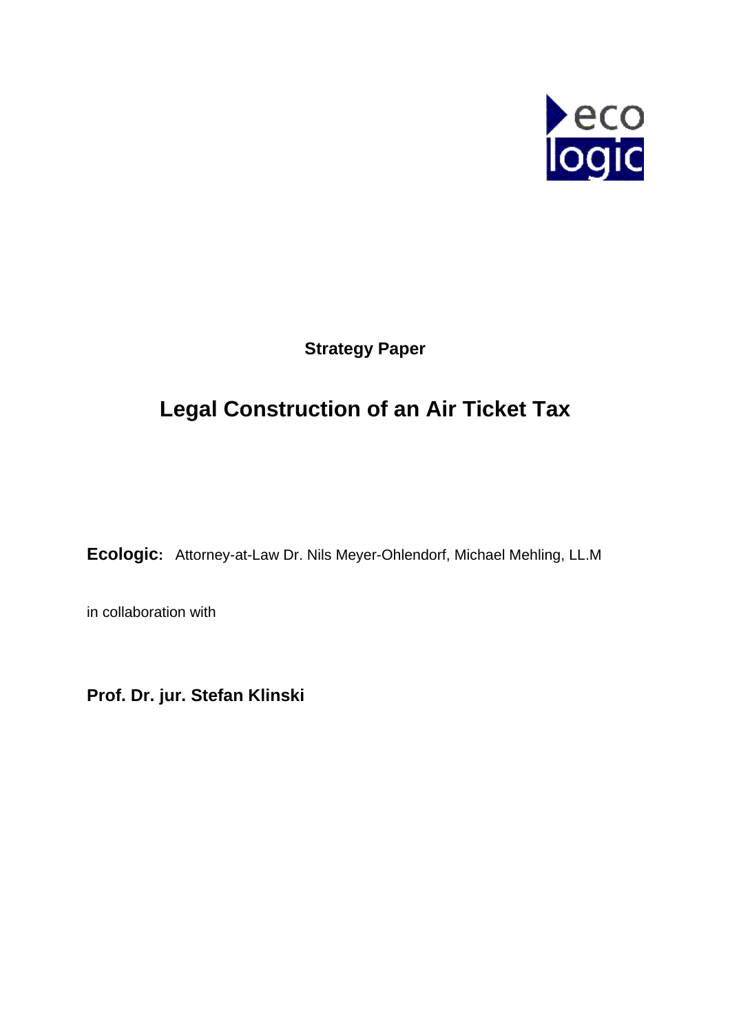eco logic

**Strategy Paper**

# Legal Construction of an Air Ticket Tax

**Ecologic:** Attorney-at-Law Dr. Nils Meyer-Ohlendorf, Michael Mehling, LL.M

in collaboration with

**Prof. Dr. jur. Stefan Klinski**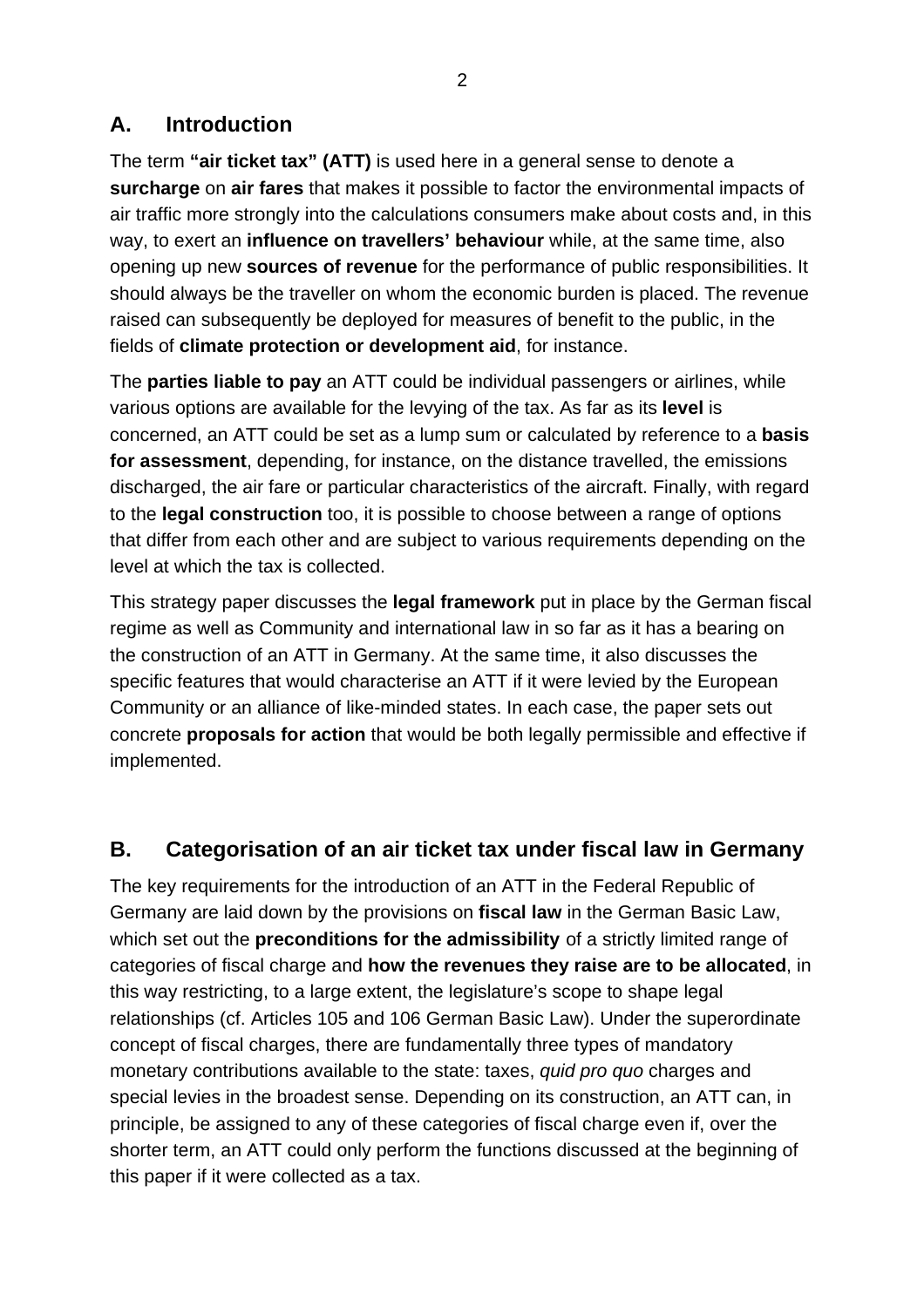## A. Introduction

The term **"air ticket tax" (ATT)** is used here in a general sense to denote a **surcharge** on **air fares** that makes it possible to factor the environmental impacts of air traffic more strongly into the calculations consumers make about costs and, in this way, to exert an **influence on travellers' behaviour** while, at the same time, also opening up new **sources of revenue** for the performance of public responsibilities. It should always be the traveller on whom the economic burden is placed. The revenue raised can subsequently be deployed for measures of benefit to the public, in the fields of **climate protection or development aid**, for instance.

The **parties liable to pay** an ATT could be individual passengers or airlines, while various options are available for the levying of the tax. As far as its **level** is concerned, an ATT could be set as a lump sum or calculated by reference to a **basis for assessment**, depending, for instance, on the distance travelled, the emissions discharged, the air fare or particular characteristics of the aircraft. Finally, with regard to the **legal construction** too, it is possible to choose between a range of options that differ from each other and are subject to various requirements depending on the level at which the tax is collected.

This strategy paper discusses the **legal framework** put in place by the German fiscal regime as well as Community and international law in so far as it has a bearing on the construction of an ATT in Germany. At the same time, it also discusses the specific features that would characterise an ATT if it were levied by the European Community or an alliance of like-minded states. In each case, the paper sets out concrete **proposals for action** that would be both legally permissible and effective if implemented.

## B. Categorisation of an air ticket tax under fiscal law in Germany

The key requirements for the introduction of an ATT in the Federal Republic of Germany are laid down by the provisions on **fiscal law** in the German Basic Law, which set out the **preconditions for the admissibility** of a strictly limited range of categories of fiscal charge and **how the revenues they raise are to be allocated**, in this way restricting, to a large extent, the legislature's scope to shape legal relationships (cf. Articles 105 and 106 German Basic Law). Under the superordinate concept of fiscal charges, there are fundamentally three types of mandatory monetary contributions available to the state: taxes, *quid pro quo* charges and special levies in the broadest sense. Depending on its construction, an ATT can, in principle, be assigned to any of these categories of fiscal charge even if, over the shorter term, an ATT could only perform the functions discussed at the beginning of this paper if it were collected as a tax.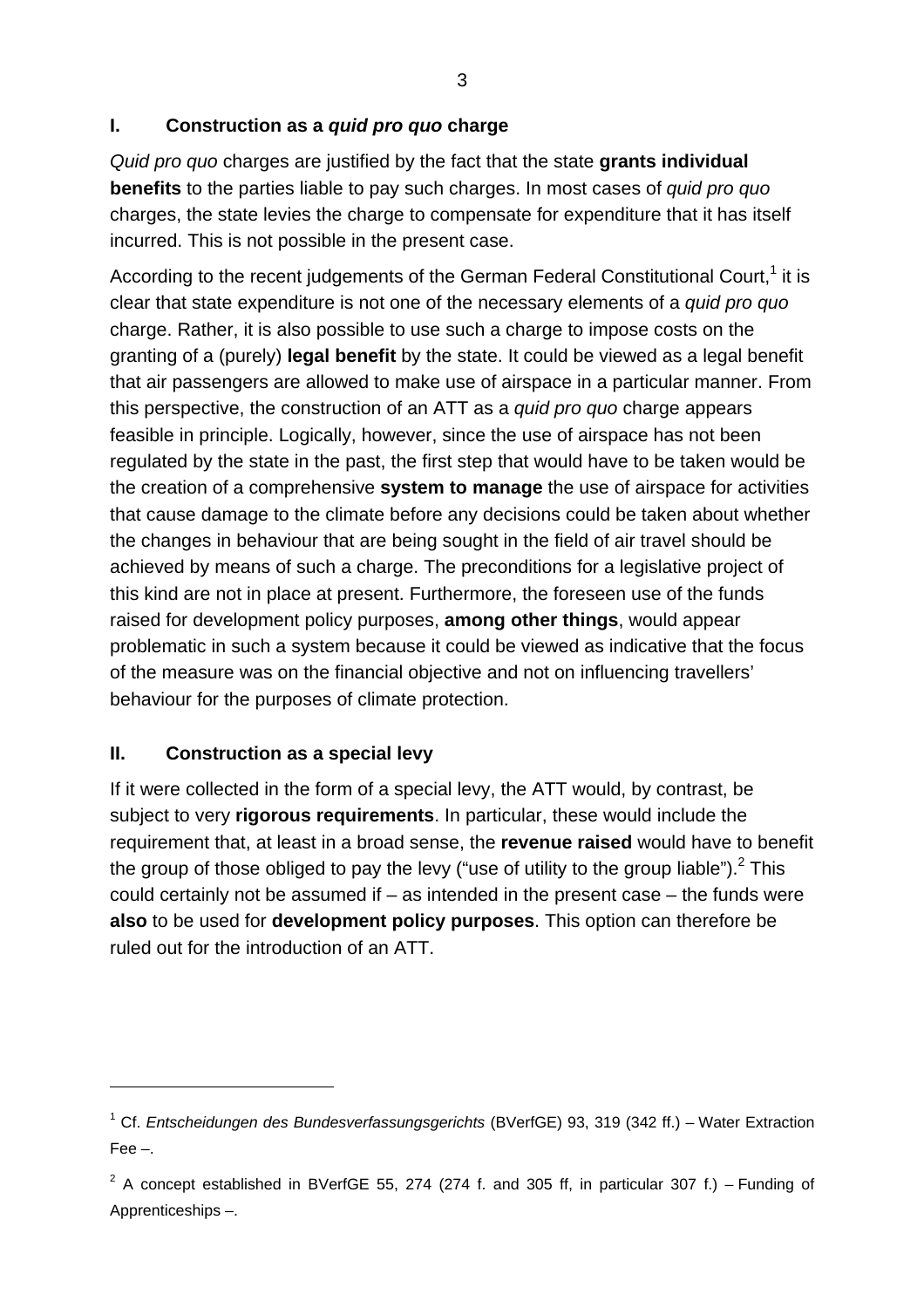## I. Construction as a *quid pro quo* charge

*Quid pro quo* charges are justified by the fact that the state **grants individual benefits** to the parties liable to pay such charges. In most cases of *quid pro quo* charges, the state levies the charge to compensate for expenditure that it has itself incurred. This is not possible in the present case.

According to the recent judgements of the German Federal Constitutional Court,[1] it is clear that state expenditure is not one of the necessary elements of a *quid pro quo* charge. Rather, it is also possible to use such a charge to impose costs on the granting of a (purely) **legal benefit** by the state. It could be viewed as a legal benefit that air passengers are allowed to make use of airspace in a particular manner. From this perspective, the construction of an ATT as a *quid pro quo* charge appears feasible in principle. Logically, however, since the use of airspace has not been regulated by the state in the past, the first step that would have to be taken would be the creation of a comprehensive **system to manage** the use of airspace for activities that cause damage to the climate before any decisions could be taken about whether the changes in behaviour that are being sought in the field of air travel should be achieved by means of such a charge. The preconditions for a legislative project of this kind are not in place at present. Furthermore, the foreseen use of the funds raised for development policy purposes, **among other things**, would appear problematic in such a system because it could be viewed as indicative that the focus of the measure was on the financial objective and not on influencing travellers' behaviour for the purposes of climate protection.

## II. Construction as a special levy

If it were collected in the form of a special levy, the ATT would, by contrast, be subject to very **rigorous requirements**. In particular, these would include the requirement that, at least in a broad sense, the **revenue raised** would have to benefit the group of those obliged to pay the levy ("use of utility to the group liable").[2] This could certainly not be assumed if – as intended in the present case – the funds were **also** to be used for **development policy purposes**. This option can therefore be ruled out for the introduction of an ATT.

---

[1] Cf. *Entscheidungen des Bundesverfassungsgerichts* (BVerfGE) 93, 319 (342 ff.) – Water Extraction Fee –.

[2] A concept established in BVerfGE 55, 274 (274 f. and 305 ff, in particular 307 f.) – Funding of Apprenticeships –.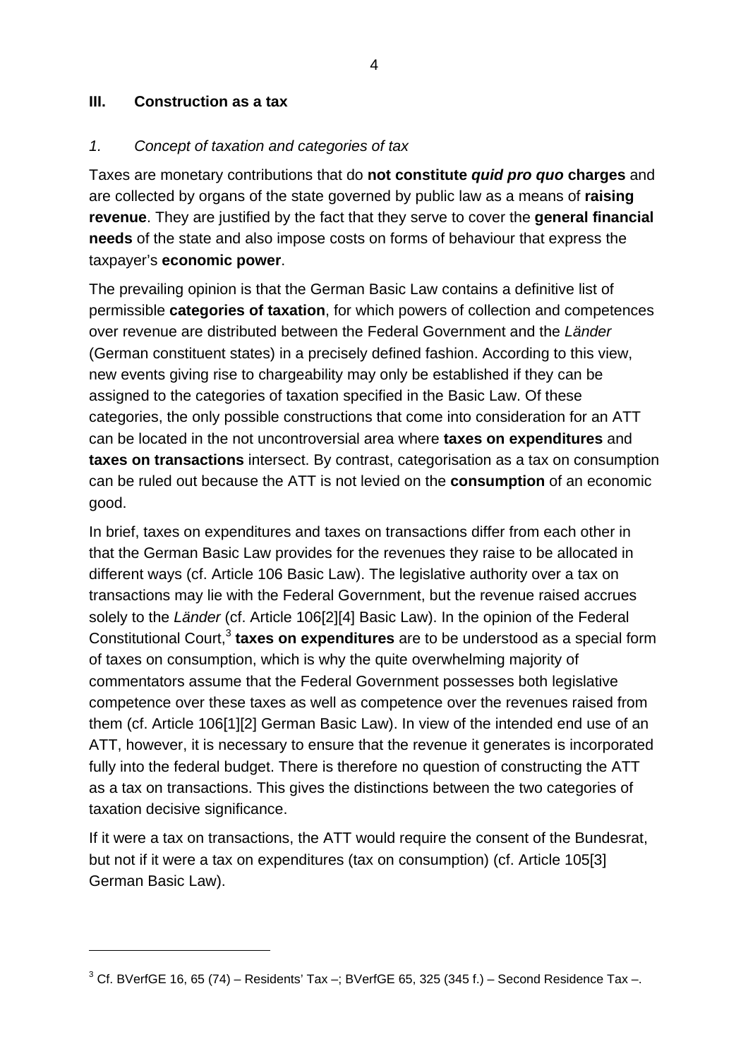## III. Construction as a tax

### *1. Concept of taxation and categories of tax*

Taxes are monetary contributions that do **not constitute *quid pro quo* charges** and are collected by organs of the state governed by public law as a means of **raising revenue**. They are justified by the fact that they serve to cover the **general financial needs** of the state and also impose costs on forms of behaviour that express the taxpayer's **economic power**.

The prevailing opinion is that the German Basic Law contains a definitive list of permissible **categories of taxation**, for which powers of collection and competences over revenue are distributed between the Federal Government and the *Länder* (German constituent states) in a precisely defined fashion. According to this view, new events giving rise to chargeability may only be established if they can be assigned to the categories of taxation specified in the Basic Law. Of these categories, the only possible constructions that come into consideration for an ATT can be located in the not uncontroversial area where **taxes on expenditures** and **taxes on transactions** intersect. By contrast, categorisation as a tax on consumption can be ruled out because the ATT is not levied on the **consumption** of an economic good.

In brief, taxes on expenditures and taxes on transactions differ from each other in that the German Basic Law provides for the revenues they raise to be allocated in different ways (cf. Article 106 Basic Law). The legislative authority over a tax on transactions may lie with the Federal Government, but the revenue raised accrues solely to the *Länder* (cf. Article 106[2][4] Basic Law). In the opinion of the Federal Constitutional Court,[3] **taxes on expenditures** are to be understood as a special form of taxes on consumption, which is why the quite overwhelming majority of commentators assume that the Federal Government possesses both legislative competence over these taxes as well as competence over the revenues raised from them (cf. Article 106[1][2] German Basic Law). In view of the intended end use of an ATT, however, it is necessary to ensure that the revenue it generates is incorporated fully into the federal budget. There is therefore no question of constructing the ATT as a tax on transactions. This gives the distinctions between the two categories of taxation decisive significance.

If it were a tax on transactions, the ATT would require the consent of the Bundesrat, but not if it were a tax on expenditures (tax on consumption) (cf. Article 105[3] German Basic Law).

---

[3] Cf. BVerfGE 16, 65 (74) – Residents' Tax –; BVerfGE 65, 325 (345 f.) – Second Residence Tax –.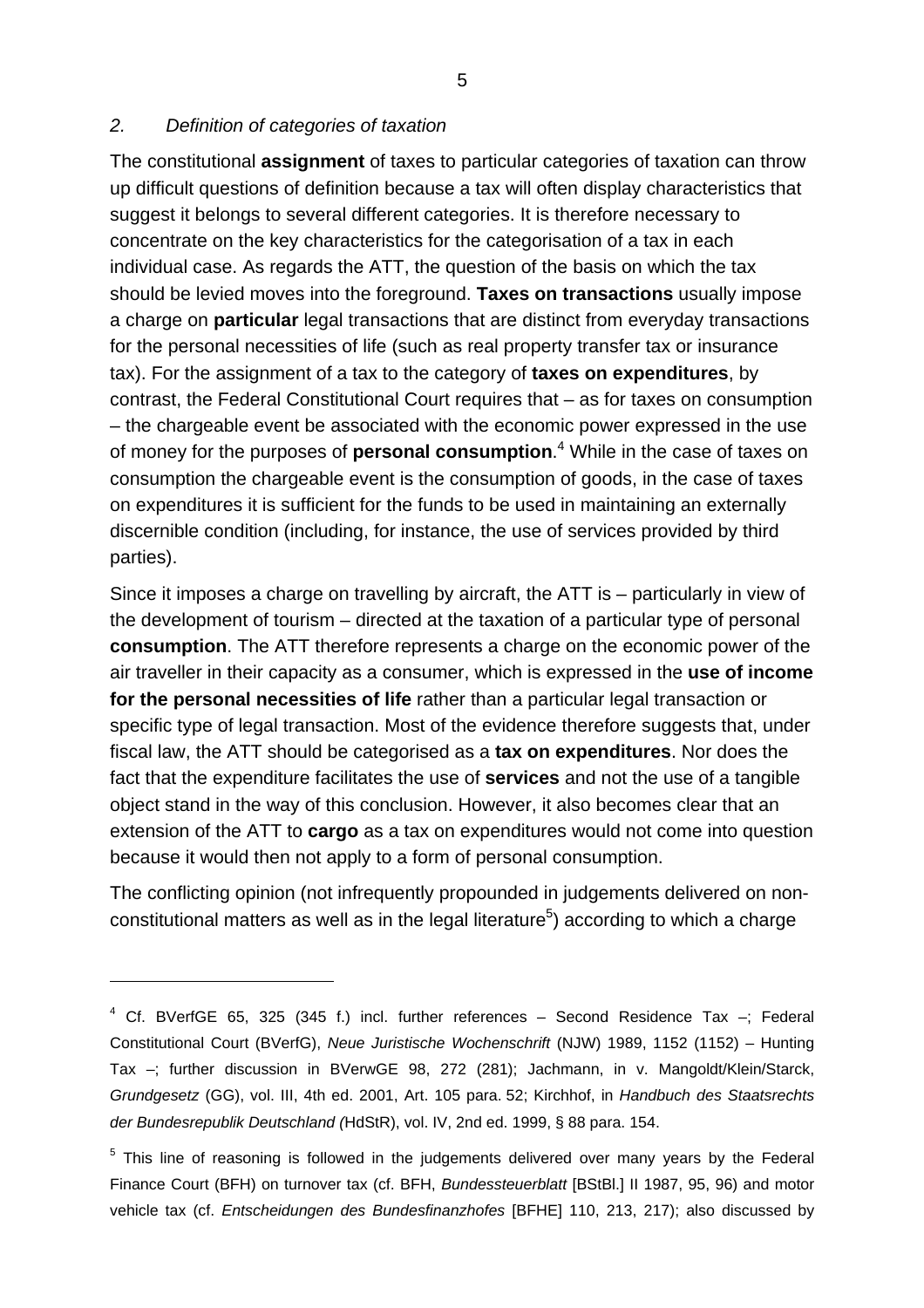*2. Definition of categories of taxation*

The constitutional **assignment** of taxes to particular categories of taxation can throw up difficult questions of definition because a tax will often display characteristics that suggest it belongs to several different categories. It is therefore necessary to concentrate on the key characteristics for the categorisation of a tax in each individual case. As regards the ATT, the question of the basis on which the tax should be levied moves into the foreground. **Taxes on transactions** usually impose a charge on **particular** legal transactions that are distinct from everyday transactions for the personal necessities of life (such as real property transfer tax or insurance tax). For the assignment of a tax to the category of **taxes on expenditures**, by contrast, the Federal Constitutional Court requires that – as for taxes on consumption – the chargeable event be associated with the economic power expressed in the use of money for the purposes of **personal consumption**.[4] While in the case of taxes on consumption the chargeable event is the consumption of goods, in the case of taxes on expenditures it is sufficient for the funds to be used in maintaining an externally discernible condition (including, for instance, the use of services provided by third parties).

Since it imposes a charge on travelling by aircraft, the ATT is – particularly in view of the development of tourism – directed at the taxation of a particular type of personal **consumption**. The ATT therefore represents a charge on the economic power of the air traveller in their capacity as a consumer, which is expressed in the **use of income for the personal necessities of life** rather than a particular legal transaction or specific type of legal transaction. Most of the evidence therefore suggests that, under fiscal law, the ATT should be categorised as a **tax on expenditures**. Nor does the fact that the expenditure facilitates the use of **services** and not the use of a tangible object stand in the way of this conclusion. However, it also becomes clear that an extension of the ATT to **cargo** as a tax on expenditures would not come into question because it would then not apply to a form of personal consumption.

The conflicting opinion (not infrequently propounded in judgements delivered on non-constitutional matters as well as in the legal literature[5]) according to which a charge

---

[4] Cf. BVerfGE 65, 325 (345 f.) incl. further references – Second Residence Tax –; Federal Constitutional Court (BVerfG), *Neue Juristische Wochenschrift* (NJW) 1989, 1152 (1152) – Hunting Tax –; further discussion in BVerwGE 98, 272 (281); Jachmann, in v. Mangoldt/Klein/Starck, *Grundgesetz* (GG), vol. III, 4th ed. 2001, Art. 105 para. 52; Kirchhof, in *Handbuch des Staatsrechts der Bundesrepublik Deutschland (*HdStR), vol. IV, 2nd ed. 1999, § 88 para. 154.

[5] This line of reasoning is followed in the judgements delivered over many years by the Federal Finance Court (BFH) on turnover tax (cf. BFH, *Bundessteuerblatt* [BStBl.] II 1987, 95, 96) and motor vehicle tax (cf. *Entscheidungen des Bundesfinanzhofes* [BFHE] 110, 213, 217); also discussed by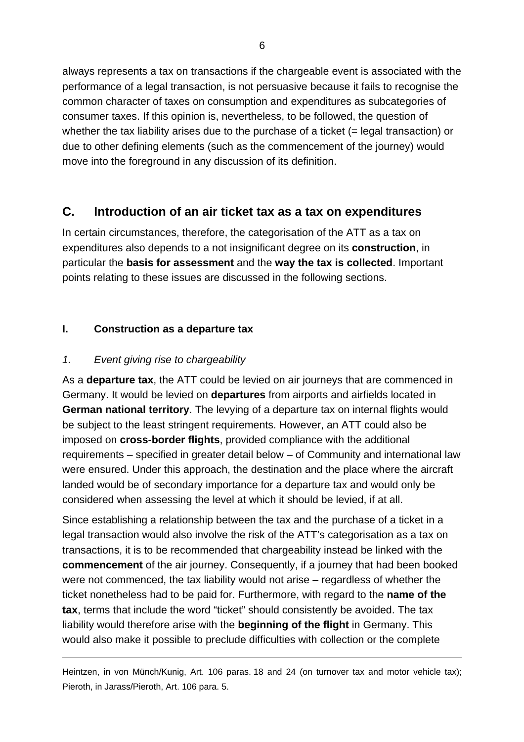always represents a tax on transactions if the chargeable event is associated with the performance of a legal transaction, is not persuasive because it fails to recognise the common character of taxes on consumption and expenditures as subcategories of consumer taxes. If this opinion is, nevertheless, to be followed, the question of whether the tax liability arises due to the purchase of a ticket (= legal transaction) or due to other defining elements (such as the commencement of the journey) would move into the foreground in any discussion of its definition.

## C. Introduction of an air ticket tax as a tax on expenditures

In certain circumstances, therefore, the categorisation of the ATT as a tax on expenditures also depends to a not insignificant degree on its **construction**, in particular the **basis for assessment** and the **way the tax is collected**. Important points relating to these issues are discussed in the following sections.

### I. Construction as a departure tax

#### *1. Event giving rise to chargeability*

As a **departure tax**, the ATT could be levied on air journeys that are commenced in Germany. It would be levied on **departures** from airports and airfields located in **German national territory**. The levying of a departure tax on internal flights would be subject to the least stringent requirements. However, an ATT could also be imposed on **cross-border flights**, provided compliance with the additional requirements – specified in greater detail below – of Community and international law were ensured. Under this approach, the destination and the place where the aircraft landed would be of secondary importance for a departure tax and would only be considered when assessing the level at which it should be levied, if at all.

Since establishing a relationship between the tax and the purchase of a ticket in a legal transaction would also involve the risk of the ATT's categorisation as a tax on transactions, it is to be recommended that chargeability instead be linked with the **commencement** of the air journey. Consequently, if a journey that had been booked were not commenced, the tax liability would not arise – regardless of whether the ticket nonetheless had to be paid for. Furthermore, with regard to the **name of the tax**, terms that include the word "ticket" should consistently be avoided. The tax liability would therefore arise with the **beginning of the flight** in Germany. This would also make it possible to preclude difficulties with collection or the complete

---

Heintzen, in von Münch/Kunig, Art. 106 paras. 18 and 24 (on turnover tax and motor vehicle tax); Pieroth, in Jarass/Pieroth, Art. 106 para. 5.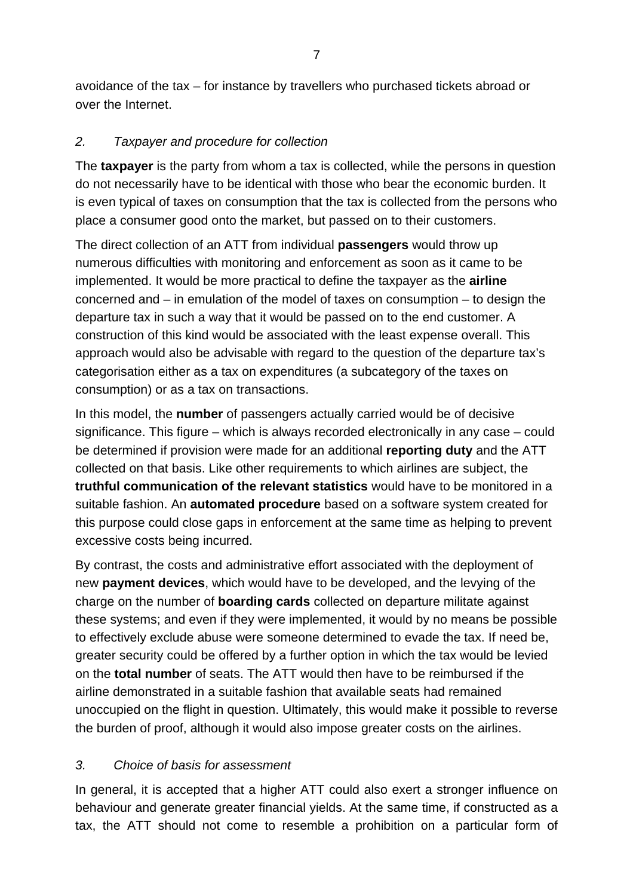avoidance of the tax – for instance by travellers who purchased tickets abroad or over the Internet.

### *2. Taxpayer and procedure for collection*

The **taxpayer** is the party from whom a tax is collected, while the persons in question do not necessarily have to be identical with those who bear the economic burden. It is even typical of taxes on consumption that the tax is collected from the persons who place a consumer good onto the market, but passed on to their customers.

The direct collection of an ATT from individual **passengers** would throw up numerous difficulties with monitoring and enforcement as soon as it came to be implemented. It would be more practical to define the taxpayer as the **airline** concerned and – in emulation of the model of taxes on consumption – to design the departure tax in such a way that it would be passed on to the end customer. A construction of this kind would be associated with the least expense overall. This approach would also be advisable with regard to the question of the departure tax's categorisation either as a tax on expenditures (a subcategory of the taxes on consumption) or as a tax on transactions.

In this model, the **number** of passengers actually carried would be of decisive significance. This figure – which is always recorded electronically in any case – could be determined if provision were made for an additional **reporting duty** and the ATT collected on that basis. Like other requirements to which airlines are subject, the **truthful communication of the relevant statistics** would have to be monitored in a suitable fashion. An **automated procedure** based on a software system created for this purpose could close gaps in enforcement at the same time as helping to prevent excessive costs being incurred.

By contrast, the costs and administrative effort associated with the deployment of new **payment devices**, which would have to be developed, and the levying of the charge on the number of **boarding cards** collected on departure militate against these systems; and even if they were implemented, it would by no means be possible to effectively exclude abuse were someone determined to evade the tax. If need be, greater security could be offered by a further option in which the tax would be levied on the **total number** of seats. The ATT would then have to be reimbursed if the airline demonstrated in a suitable fashion that available seats had remained unoccupied on the flight in question. Ultimately, this would make it possible to reverse the burden of proof, although it would also impose greater costs on the airlines.

### *3. Choice of basis for assessment*

In general, it is accepted that a higher ATT could also exert a stronger influence on behaviour and generate greater financial yields. At the same time, if constructed as a tax, the ATT should not come to resemble a prohibition on a particular form of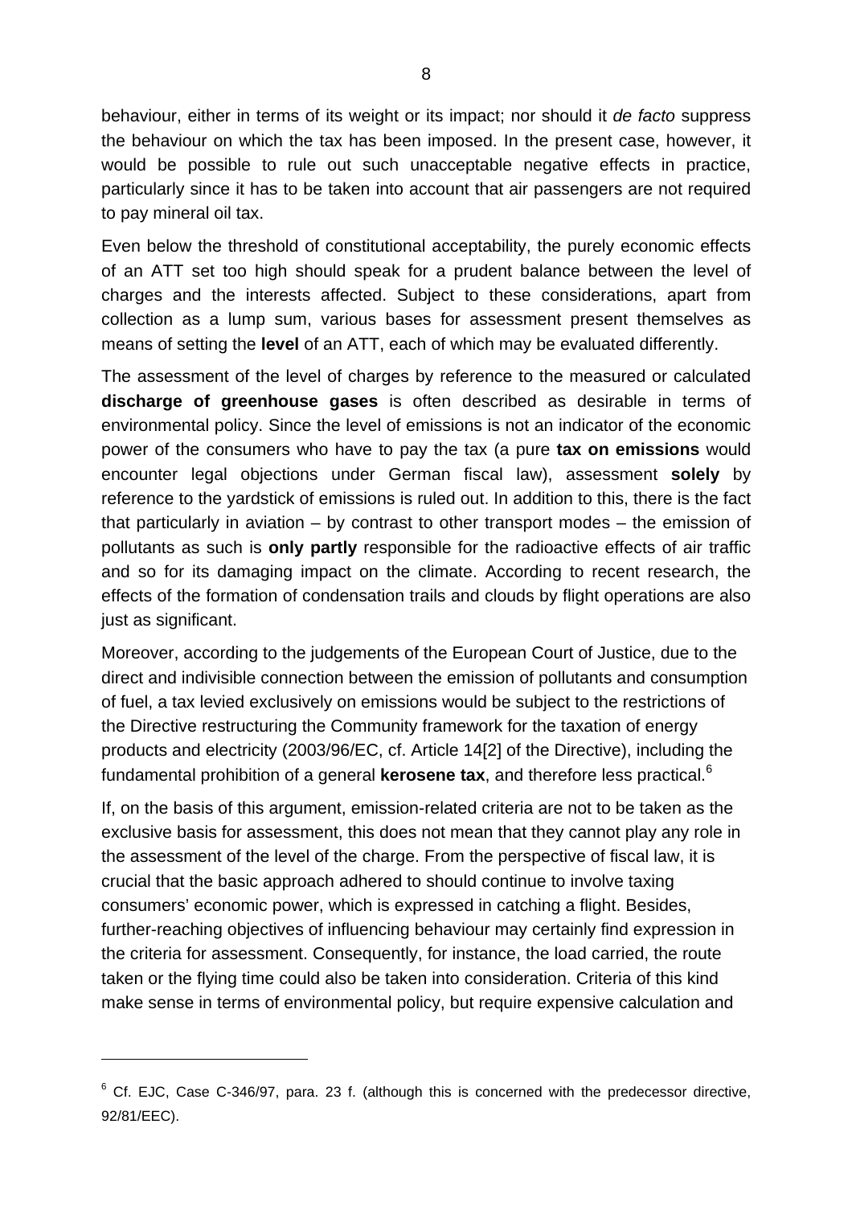behaviour, either in terms of its weight or its impact; nor should it *de facto* suppress the behaviour on which the tax has been imposed. In the present case, however, it would be possible to rule out such unacceptable negative effects in practice, particularly since it has to be taken into account that air passengers are not required to pay mineral oil tax.

Even below the threshold of constitutional acceptability, the purely economic effects of an ATT set too high should speak for a prudent balance between the level of charges and the interests affected. Subject to these considerations, apart from collection as a lump sum, various bases for assessment present themselves as means of setting the **level** of an ATT, each of which may be evaluated differently.

The assessment of the level of charges by reference to the measured or calculated **discharge of greenhouse gases** is often described as desirable in terms of environmental policy. Since the level of emissions is not an indicator of the economic power of the consumers who have to pay the tax (a pure **tax on emissions** would encounter legal objections under German fiscal law), assessment **solely** by reference to the yardstick of emissions is ruled out. In addition to this, there is the fact that particularly in aviation – by contrast to other transport modes – the emission of pollutants as such is **only partly** responsible for the radioactive effects of air traffic and so for its damaging impact on the climate. According to recent research, the effects of the formation of condensation trails and clouds by flight operations are also just as significant.

Moreover, according to the judgements of the European Court of Justice, due to the direct and indivisible connection between the emission of pollutants and consumption of fuel, a tax levied exclusively on emissions would be subject to the restrictions of the Directive restructuring the Community framework for the taxation of energy products and electricity (2003/96/EC, cf. Article 14[2] of the Directive), including the fundamental prohibition of a general **kerosene tax**, and therefore less practical.[6]

If, on the basis of this argument, emission-related criteria are not to be taken as the exclusive basis for assessment, this does not mean that they cannot play any role in the assessment of the level of the charge. From the perspective of fiscal law, it is crucial that the basic approach adhered to should continue to involve taxing consumers' economic power, which is expressed in catching a flight. Besides, further-reaching objectives of influencing behaviour may certainly find expression in the criteria for assessment. Consequently, for instance, the load carried, the route taken or the flying time could also be taken into consideration. Criteria of this kind make sense in terms of environmental policy, but require expensive calculation and

---

[6] Cf. EJC, Case C-346/97, para. 23 f. (although this is concerned with the predecessor directive, 92/81/EEC).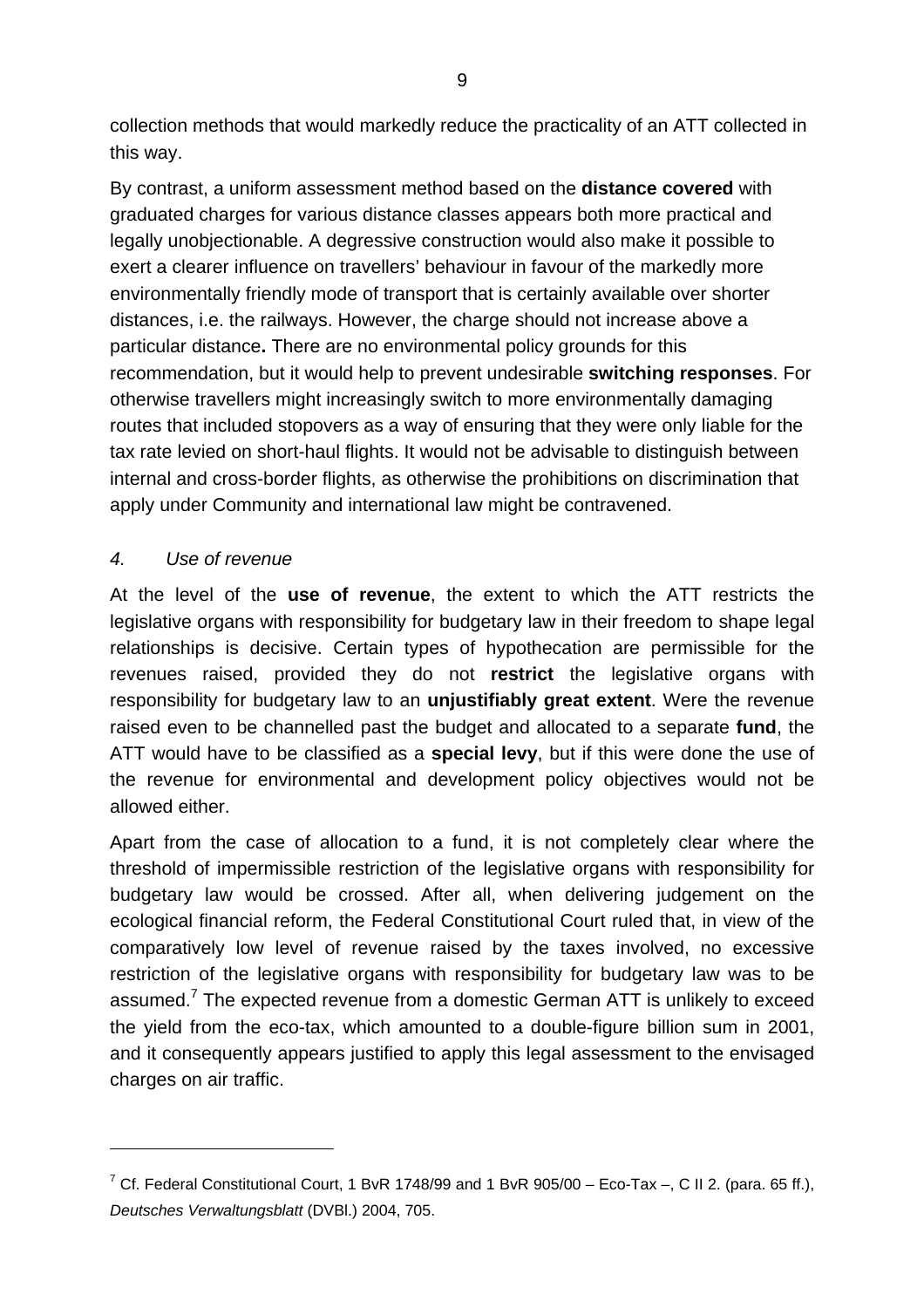collection methods that would markedly reduce the practicality of an ATT collected in this way.

By contrast, a uniform assessment method based on the **distance covered** with graduated charges for various distance classes appears both more practical and legally unobjectionable. A degressive construction would also make it possible to exert a clearer influence on travellers' behaviour in favour of the markedly more environmentally friendly mode of transport that is certainly available over shorter distances, i.e. the railways. However, the charge should not increase above a particular distance**.** There are no environmental policy grounds for this recommendation, but it would help to prevent undesirable **switching responses**. For otherwise travellers might increasingly switch to more environmentally damaging routes that included stopovers as a way of ensuring that they were only liable for the tax rate levied on short-haul flights. It would not be advisable to distinguish between internal and cross-border flights, as otherwise the prohibitions on discrimination that apply under Community and international law might be contravened.

### *4. Use of revenue*

At the level of the **use of revenue**, the extent to which the ATT restricts the legislative organs with responsibility for budgetary law in their freedom to shape legal relationships is decisive. Certain types of hypothecation are permissible for the revenues raised, provided they do not **restrict** the legislative organs with responsibility for budgetary law to an **unjustifiably great extent**. Were the revenue raised even to be channelled past the budget and allocated to a separate **fund**, the ATT would have to be classified as a **special levy**, but if this were done the use of the revenue for environmental and development policy objectives would not be allowed either.

Apart from the case of allocation to a fund, it is not completely clear where the threshold of impermissible restriction of the legislative organs with responsibility for budgetary law would be crossed. After all, when delivering judgement on the ecological financial reform, the Federal Constitutional Court ruled that, in view of the comparatively low level of revenue raised by the taxes involved, no excessive restriction of the legislative organs with responsibility for budgetary law was to be assumed.[7] The expected revenue from a domestic German ATT is unlikely to exceed the yield from the eco-tax, which amounted to a double-figure billion sum in 2001, and it consequently appears justified to apply this legal assessment to the envisaged charges on air traffic.

---

[7] Cf. Federal Constitutional Court, 1 BvR 1748/99 and 1 BvR 905/00 – Eco-Tax –, C II 2. (para. 65 ff.), *Deutsches Verwaltungsblatt* (DVBl.) 2004, 705.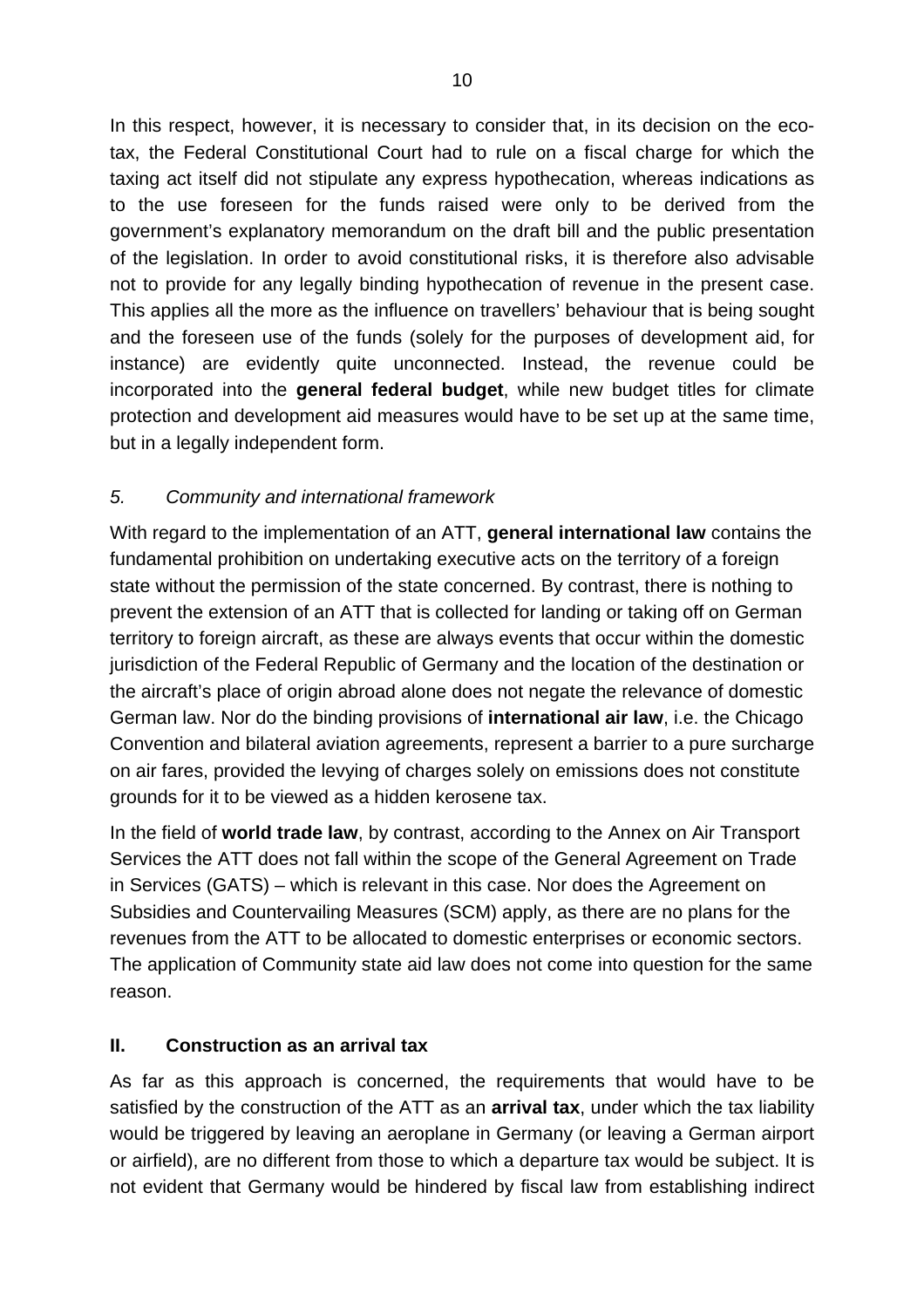In this respect, however, it is necessary to consider that, in its decision on the eco-tax, the Federal Constitutional Court had to rule on a fiscal charge for which the taxing act itself did not stipulate any express hypothecation, whereas indications as to the use foreseen for the funds raised were only to be derived from the government's explanatory memorandum on the draft bill and the public presentation of the legislation. In order to avoid constitutional risks, it is therefore also advisable not to provide for any legally binding hypothecation of revenue in the present case. This applies all the more as the influence on travellers' behaviour that is being sought and the foreseen use of the funds (solely for the purposes of development aid, for instance) are evidently quite unconnected. Instead, the revenue could be incorporated into the **general federal budget**, while new budget titles for climate protection and development aid measures would have to be set up at the same time, but in a legally independent form.

### *5. Community and international framework*

With regard to the implementation of an ATT, **general international law** contains the fundamental prohibition on undertaking executive acts on the territory of a foreign state without the permission of the state concerned. By contrast, there is nothing to prevent the extension of an ATT that is collected for landing or taking off on German territory to foreign aircraft, as these are always events that occur within the domestic jurisdiction of the Federal Republic of Germany and the location of the destination or the aircraft's place of origin abroad alone does not negate the relevance of domestic German law. Nor do the binding provisions of **international air law**, i.e. the Chicago Convention and bilateral aviation agreements, represent a barrier to a pure surcharge on air fares, provided the levying of charges solely on emissions does not constitute grounds for it to be viewed as a hidden kerosene tax.

In the field of **world trade law**, by contrast, according to the Annex on Air Transport Services the ATT does not fall within the scope of the General Agreement on Trade in Services (GATS) – which is relevant in this case. Nor does the Agreement on Subsidies and Countervailing Measures (SCM) apply, as there are no plans for the revenues from the ATT to be allocated to domestic enterprises or economic sectors. The application of Community state aid law does not come into question for the same reason.

## II. Construction as an arrival tax

As far as this approach is concerned, the requirements that would have to be satisfied by the construction of the ATT as an **arrival tax**, under which the tax liability would be triggered by leaving an aeroplane in Germany (or leaving a German airport or airfield), are no different from those to which a departure tax would be subject. It is not evident that Germany would be hindered by fiscal law from establishing indirect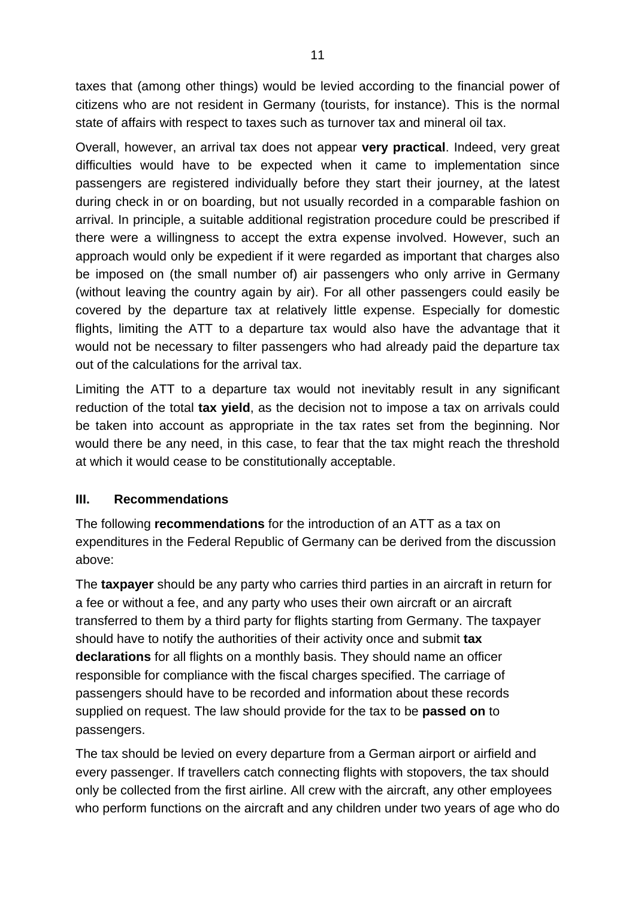taxes that (among other things) would be levied according to the financial power of citizens who are not resident in Germany (tourists, for instance). This is the normal state of affairs with respect to taxes such as turnover tax and mineral oil tax.

Overall, however, an arrival tax does not appear **very practical**. Indeed, very great difficulties would have to be expected when it came to implementation since passengers are registered individually before they start their journey, at the latest during check in or on boarding, but not usually recorded in a comparable fashion on arrival. In principle, a suitable additional registration procedure could be prescribed if there were a willingness to accept the extra expense involved. However, such an approach would only be expedient if it were regarded as important that charges also be imposed on (the small number of) air passengers who only arrive in Germany (without leaving the country again by air). For all other passengers could easily be covered by the departure tax at relatively little expense. Especially for domestic flights, limiting the ATT to a departure tax would also have the advantage that it would not be necessary to filter passengers who had already paid the departure tax out of the calculations for the arrival tax.

Limiting the ATT to a departure tax would not inevitably result in any significant reduction of the total **tax yield**, as the decision not to impose a tax on arrivals could be taken into account as appropriate in the tax rates set from the beginning. Nor would there be any need, in this case, to fear that the tax might reach the threshold at which it would cease to be constitutionally acceptable.

## III. Recommendations

The following **recommendations** for the introduction of an ATT as a tax on expenditures in the Federal Republic of Germany can be derived from the discussion above:

The **taxpayer** should be any party who carries third parties in an aircraft in return for a fee or without a fee, and any party who uses their own aircraft or an aircraft transferred to them by a third party for flights starting from Germany. The taxpayer should have to notify the authorities of their activity once and submit **tax declarations** for all flights on a monthly basis. They should name an officer responsible for compliance with the fiscal charges specified. The carriage of passengers should have to be recorded and information about these records supplied on request. The law should provide for the tax to be **passed on** to passengers.

The tax should be levied on every departure from a German airport or airfield and every passenger. If travellers catch connecting flights with stopovers, the tax should only be collected from the first airline. All crew with the aircraft, any other employees who perform functions on the aircraft and any children under two years of age who do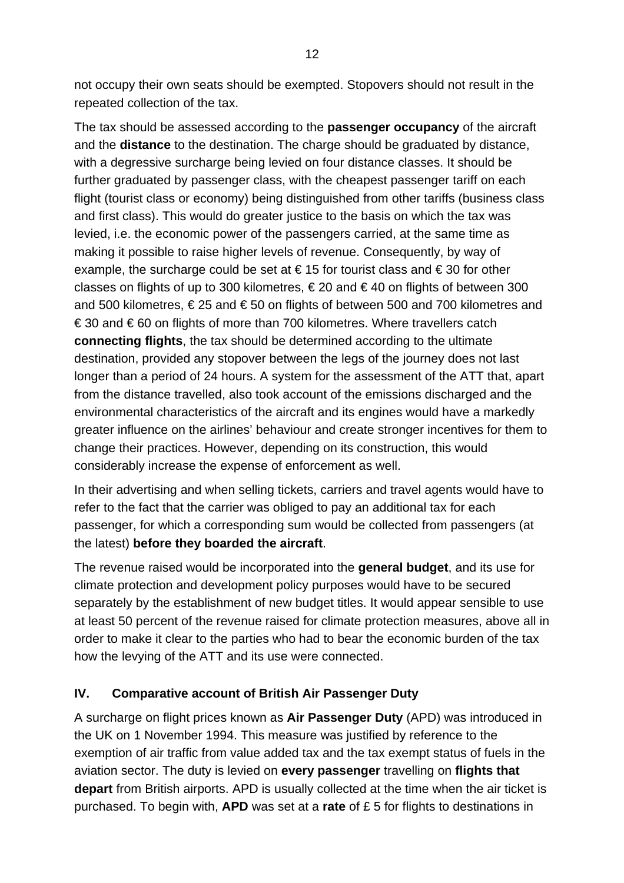not occupy their own seats should be exempted. Stopovers should not result in the repeated collection of the tax.

The tax should be assessed according to the **passenger occupancy** of the aircraft and the **distance** to the destination. The charge should be graduated by distance, with a degressive surcharge being levied on four distance classes. It should be further graduated by passenger class, with the cheapest passenger tariff on each flight (tourist class or economy) being distinguished from other tariffs (business class and first class). This would do greater justice to the basis on which the tax was levied, i.e. the economic power of the passengers carried, at the same time as making it possible to raise higher levels of revenue. Consequently, by way of example, the surcharge could be set at € 15 for tourist class and € 30 for other classes on flights of up to 300 kilometres, € 20 and € 40 on flights of between 300 and 500 kilometres, € 25 and € 50 on flights of between 500 and 700 kilometres and € 30 and € 60 on flights of more than 700 kilometres. Where travellers catch **connecting flights**, the tax should be determined according to the ultimate destination, provided any stopover between the legs of the journey does not last longer than a period of 24 hours. A system for the assessment of the ATT that, apart from the distance travelled, also took account of the emissions discharged and the environmental characteristics of the aircraft and its engines would have a markedly greater influence on the airlines' behaviour and create stronger incentives for them to change their practices. However, depending on its construction, this would considerably increase the expense of enforcement as well.

In their advertising and when selling tickets, carriers and travel agents would have to refer to the fact that the carrier was obliged to pay an additional tax for each passenger, for which a corresponding sum would be collected from passengers (at the latest) **before they boarded the aircraft**.

The revenue raised would be incorporated into the **general budget**, and its use for climate protection and development policy purposes would have to be secured separately by the establishment of new budget titles. It would appear sensible to use at least 50 percent of the revenue raised for climate protection measures, above all in order to make it clear to the parties who had to bear the economic burden of the tax how the levying of the ATT and its use were connected.

## IV. Comparative account of British Air Passenger Duty

A surcharge on flight prices known as **Air Passenger Duty** (APD) was introduced in the UK on 1 November 1994. This measure was justified by reference to the exemption of air traffic from value added tax and the tax exempt status of fuels in the aviation sector. The duty is levied on **every passenger** travelling on **flights that depart** from British airports. APD is usually collected at the time when the air ticket is purchased. To begin with, **APD** was set at a **rate** of £ 5 for flights to destinations in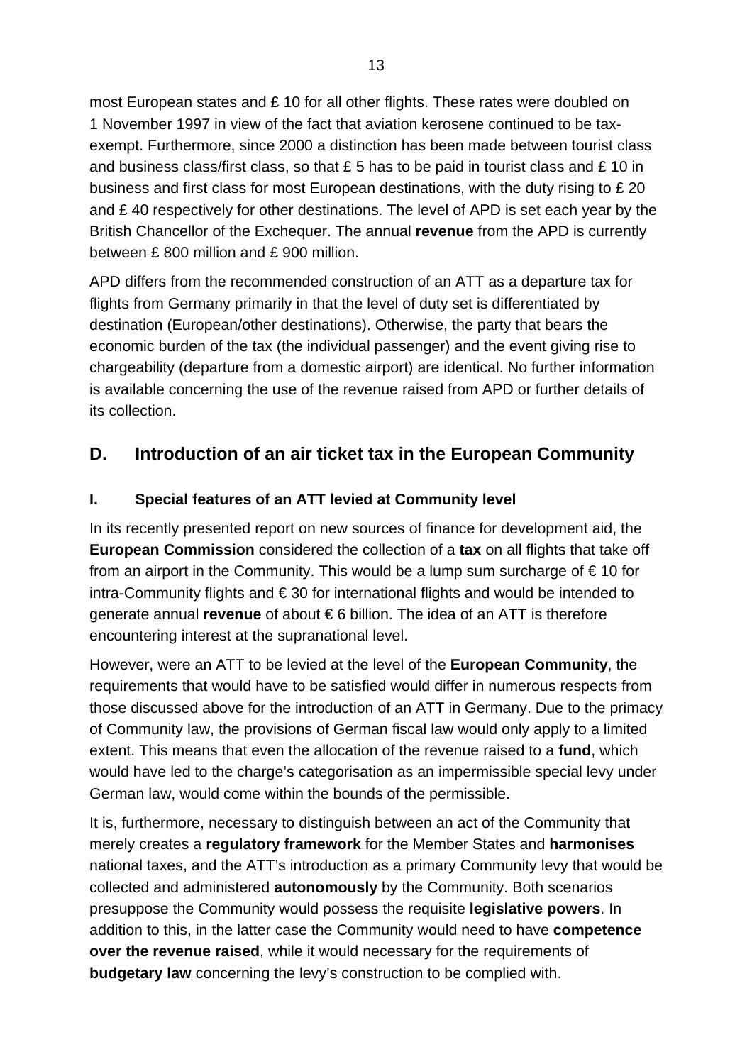most European states and £ 10 for all other flights. These rates were doubled on 1 November 1997 in view of the fact that aviation kerosene continued to be tax-exempt. Furthermore, since 2000 a distinction has been made between tourist class and business class/first class, so that £ 5 has to be paid in tourist class and £ 10 in business and first class for most European destinations, with the duty rising to £ 20 and £ 40 respectively for other destinations. The level of APD is set each year by the British Chancellor of the Exchequer. The annual **revenue** from the APD is currently between £ 800 million and £ 900 million.

APD differs from the recommended construction of an ATT as a departure tax for flights from Germany primarily in that the level of duty set is differentiated by destination (European/other destinations). Otherwise, the party that bears the economic burden of the tax (the individual passenger) and the event giving rise to chargeability (departure from a domestic airport) are identical. No further information is available concerning the use of the revenue raised from APD or further details of its collection.

## D. Introduction of an air ticket tax in the European Community

### I. Special features of an ATT levied at Community level

In its recently presented report on new sources of finance for development aid, the **European Commission** considered the collection of a **tax** on all flights that take off from an airport in the Community. This would be a lump sum surcharge of € 10 for intra-Community flights and € 30 for international flights and would be intended to generate annual **revenue** of about € 6 billion. The idea of an ATT is therefore encountering interest at the supranational level.

However, were an ATT to be levied at the level of the **European Community**, the requirements that would have to be satisfied would differ in numerous respects from those discussed above for the introduction of an ATT in Germany. Due to the primacy of Community law, the provisions of German fiscal law would only apply to a limited extent. This means that even the allocation of the revenue raised to a **fund**, which would have led to the charge's categorisation as an impermissible special levy under German law, would come within the bounds of the permissible.

It is, furthermore, necessary to distinguish between an act of the Community that merely creates a **regulatory framework** for the Member States and **harmonises** national taxes, and the ATT's introduction as a primary Community levy that would be collected and administered **autonomously** by the Community. Both scenarios presuppose the Community would possess the requisite **legislative powers**. In addition to this, in the latter case the Community would need to have **competence over the revenue raised**, while it would necessary for the requirements of **budgetary law** concerning the levy's construction to be complied with.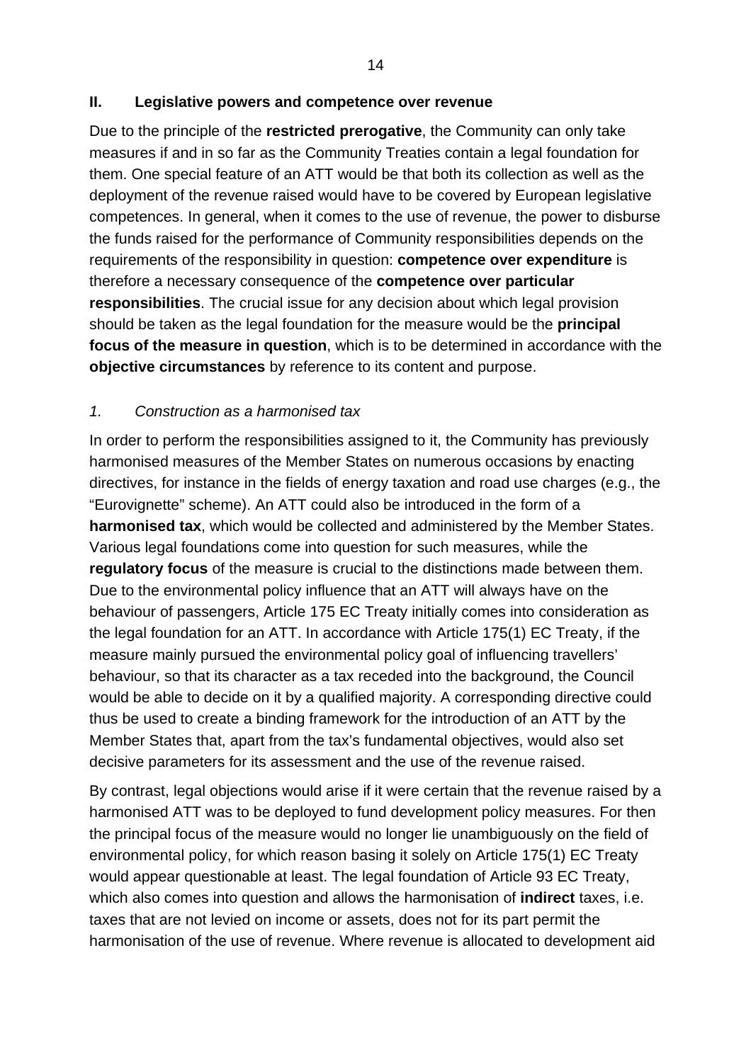## II. Legislative powers and competence over revenue

Due to the principle of the **restricted prerogative**, the Community can only take measures if and in so far as the Community Treaties contain a legal foundation for them. One special feature of an ATT would be that both its collection as well as the deployment of the revenue raised would have to be covered by European legislative competences. In general, when it comes to the use of revenue, the power to disburse the funds raised for the performance of Community responsibilities depends on the requirements of the responsibility in question: **competence over expenditure** is therefore a necessary consequence of the **competence over particular responsibilities**. The crucial issue for any decision about which legal provision should be taken as the legal foundation for the measure would be the **principal focus of the measure in question**, which is to be determined in accordance with the **objective circumstances** by reference to its content and purpose.

### *1. Construction as a harmonised tax*

In order to perform the responsibilities assigned to it, the Community has previously harmonised measures of the Member States on numerous occasions by enacting directives, for instance in the fields of energy taxation and road use charges (e.g., the "Eurovignette" scheme). An ATT could also be introduced in the form of a **harmonised tax**, which would be collected and administered by the Member States. Various legal foundations come into question for such measures, while the **regulatory focus** of the measure is crucial to the distinctions made between them. Due to the environmental policy influence that an ATT will always have on the behaviour of passengers, Article 175 EC Treaty initially comes into consideration as the legal foundation for an ATT. In accordance with Article 175(1) EC Treaty, if the measure mainly pursued the environmental policy goal of influencing travellers' behaviour, so that its character as a tax receded into the background, the Council would be able to decide on it by a qualified majority. A corresponding directive could thus be used to create a binding framework for the introduction of an ATT by the Member States that, apart from the tax's fundamental objectives, would also set decisive parameters for its assessment and the use of the revenue raised.

By contrast, legal objections would arise if it were certain that the revenue raised by a harmonised ATT was to be deployed to fund development policy measures. For then the principal focus of the measure would no longer lie unambiguously on the field of environmental policy, for which reason basing it solely on Article 175(1) EC Treaty would appear questionable at least. The legal foundation of Article 93 EC Treaty, which also comes into question and allows the harmonisation of **indirect** taxes, i.e. taxes that are not levied on income or assets, does not for its part permit the harmonisation of the use of revenue. Where revenue is allocated to development aid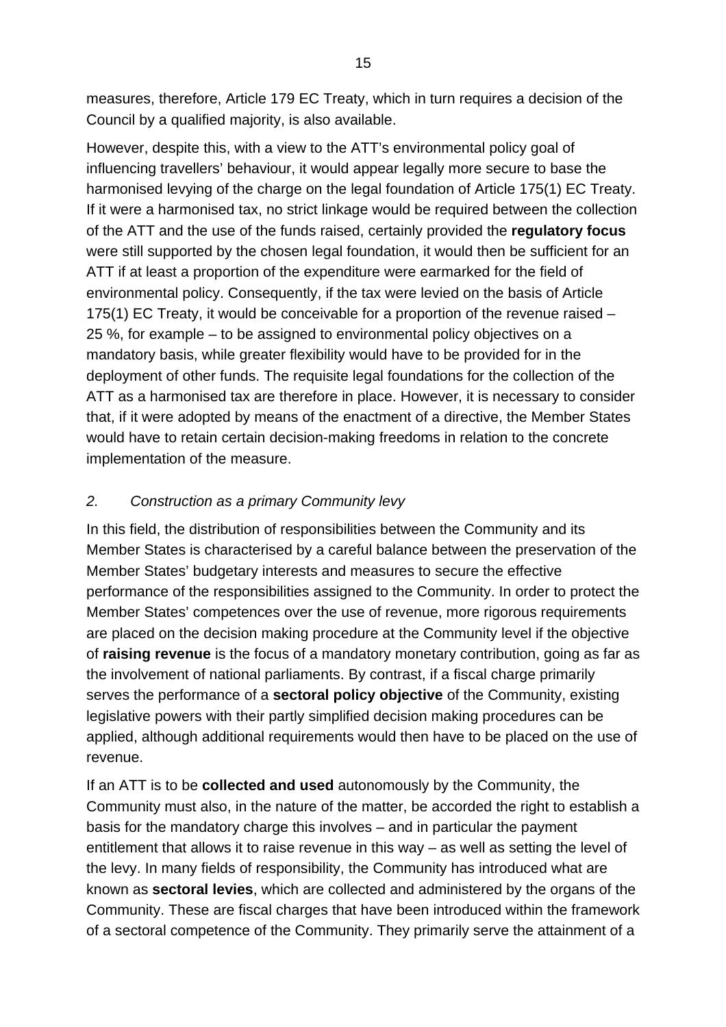measures, therefore, Article 179 EC Treaty, which in turn requires a decision of the Council by a qualified majority, is also available.

However, despite this, with a view to the ATT's environmental policy goal of influencing travellers' behaviour, it would appear legally more secure to base the harmonised levying of the charge on the legal foundation of Article 175(1) EC Treaty. If it were a harmonised tax, no strict linkage would be required between the collection of the ATT and the use of the funds raised, certainly provided the **regulatory focus** were still supported by the chosen legal foundation, it would then be sufficient for an ATT if at least a proportion of the expenditure were earmarked for the field of environmental policy. Consequently, if the tax were levied on the basis of Article 175(1) EC Treaty, it would be conceivable for a proportion of the revenue raised – 25 %, for example – to be assigned to environmental policy objectives on a mandatory basis, while greater flexibility would have to be provided for in the deployment of other funds. The requisite legal foundations for the collection of the ATT as a harmonised tax are therefore in place. However, it is necessary to consider that, if it were adopted by means of the enactment of a directive, the Member States would have to retain certain decision-making freedoms in relation to the concrete implementation of the measure.

### *2. Construction as a primary Community levy*

In this field, the distribution of responsibilities between the Community and its Member States is characterised by a careful balance between the preservation of the Member States' budgetary interests and measures to secure the effective performance of the responsibilities assigned to the Community. In order to protect the Member States' competences over the use of revenue, more rigorous requirements are placed on the decision making procedure at the Community level if the objective of **raising revenue** is the focus of a mandatory monetary contribution, going as far as the involvement of national parliaments. By contrast, if a fiscal charge primarily serves the performance of a **sectoral policy objective** of the Community, existing legislative powers with their partly simplified decision making procedures can be applied, although additional requirements would then have to be placed on the use of revenue.

If an ATT is to be **collected and used** autonomously by the Community, the Community must also, in the nature of the matter, be accorded the right to establish a basis for the mandatory charge this involves – and in particular the payment entitlement that allows it to raise revenue in this way – as well as setting the level of the levy. In many fields of responsibility, the Community has introduced what are known as **sectoral levies**, which are collected and administered by the organs of the Community. These are fiscal charges that have been introduced within the framework of a sectoral competence of the Community. They primarily serve the attainment of a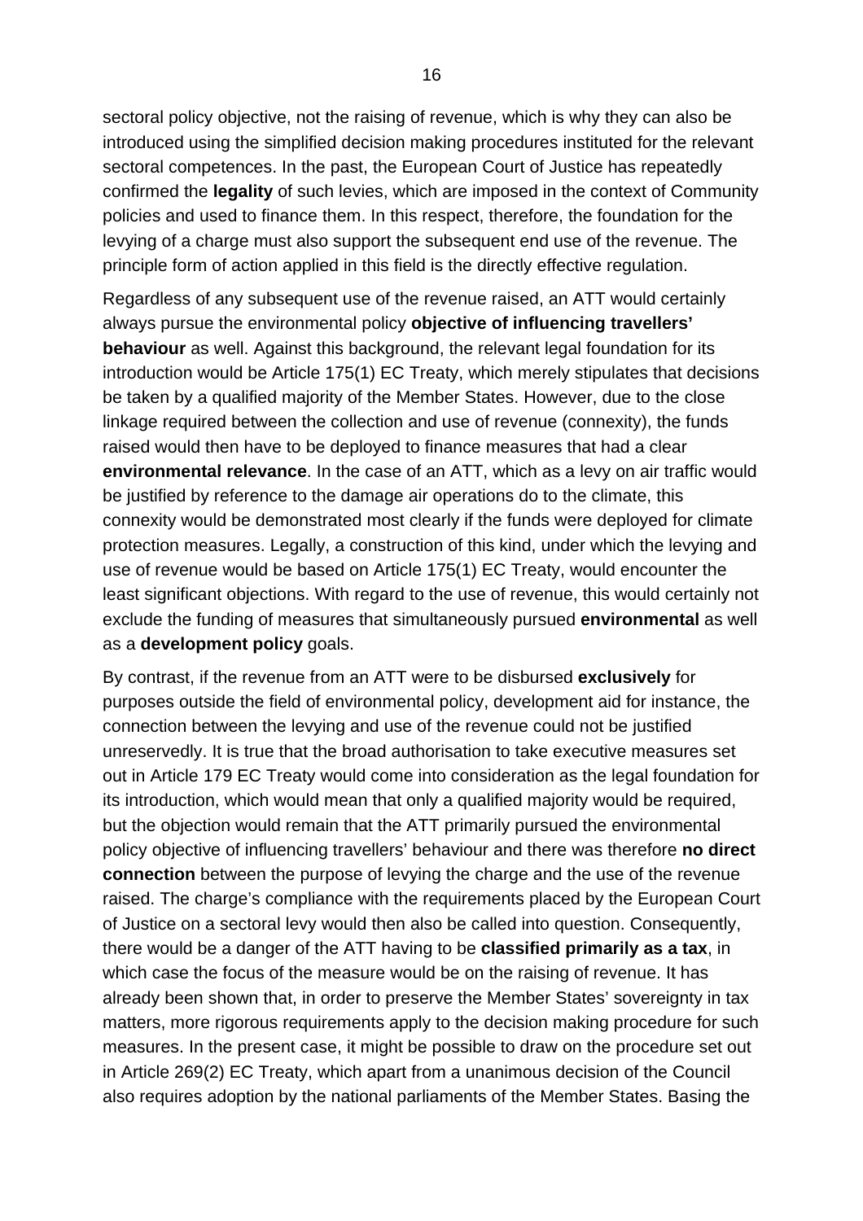sectoral policy objective, not the raising of revenue, which is why they can also be introduced using the simplified decision making procedures instituted for the relevant sectoral competences. In the past, the European Court of Justice has repeatedly confirmed the **legality** of such levies, which are imposed in the context of Community policies and used to finance them. In this respect, therefore, the foundation for the levying of a charge must also support the subsequent end use of the revenue. The principle form of action applied in this field is the directly effective regulation.

Regardless of any subsequent use of the revenue raised, an ATT would certainly always pursue the environmental policy **objective of influencing travellers' behaviour** as well. Against this background, the relevant legal foundation for its introduction would be Article 175(1) EC Treaty, which merely stipulates that decisions be taken by a qualified majority of the Member States. However, due to the close linkage required between the collection and use of revenue (connexity), the funds raised would then have to be deployed to finance measures that had a clear **environmental relevance**. In the case of an ATT, which as a levy on air traffic would be justified by reference to the damage air operations do to the climate, this connexity would be demonstrated most clearly if the funds were deployed for climate protection measures. Legally, a construction of this kind, under which the levying and use of revenue would be based on Article 175(1) EC Treaty, would encounter the least significant objections. With regard to the use of revenue, this would certainly not exclude the funding of measures that simultaneously pursued **environmental** as well as a **development policy** goals.

By contrast, if the revenue from an ATT were to be disbursed **exclusively** for purposes outside the field of environmental policy, development aid for instance, the connection between the levying and use of the revenue could not be justified unreservedly. It is true that the broad authorisation to take executive measures set out in Article 179 EC Treaty would come into consideration as the legal foundation for its introduction, which would mean that only a qualified majority would be required, but the objection would remain that the ATT primarily pursued the environmental policy objective of influencing travellers' behaviour and there was therefore **no direct connection** between the purpose of levying the charge and the use of the revenue raised. The charge's compliance with the requirements placed by the European Court of Justice on a sectoral levy would then also be called into question. Consequently, there would be a danger of the ATT having to be **classified primarily as a tax**, in which case the focus of the measure would be on the raising of revenue. It has already been shown that, in order to preserve the Member States' sovereignty in tax matters, more rigorous requirements apply to the decision making procedure for such measures. In the present case, it might be possible to draw on the procedure set out in Article 269(2) EC Treaty, which apart from a unanimous decision of the Council also requires adoption by the national parliaments of the Member States. Basing the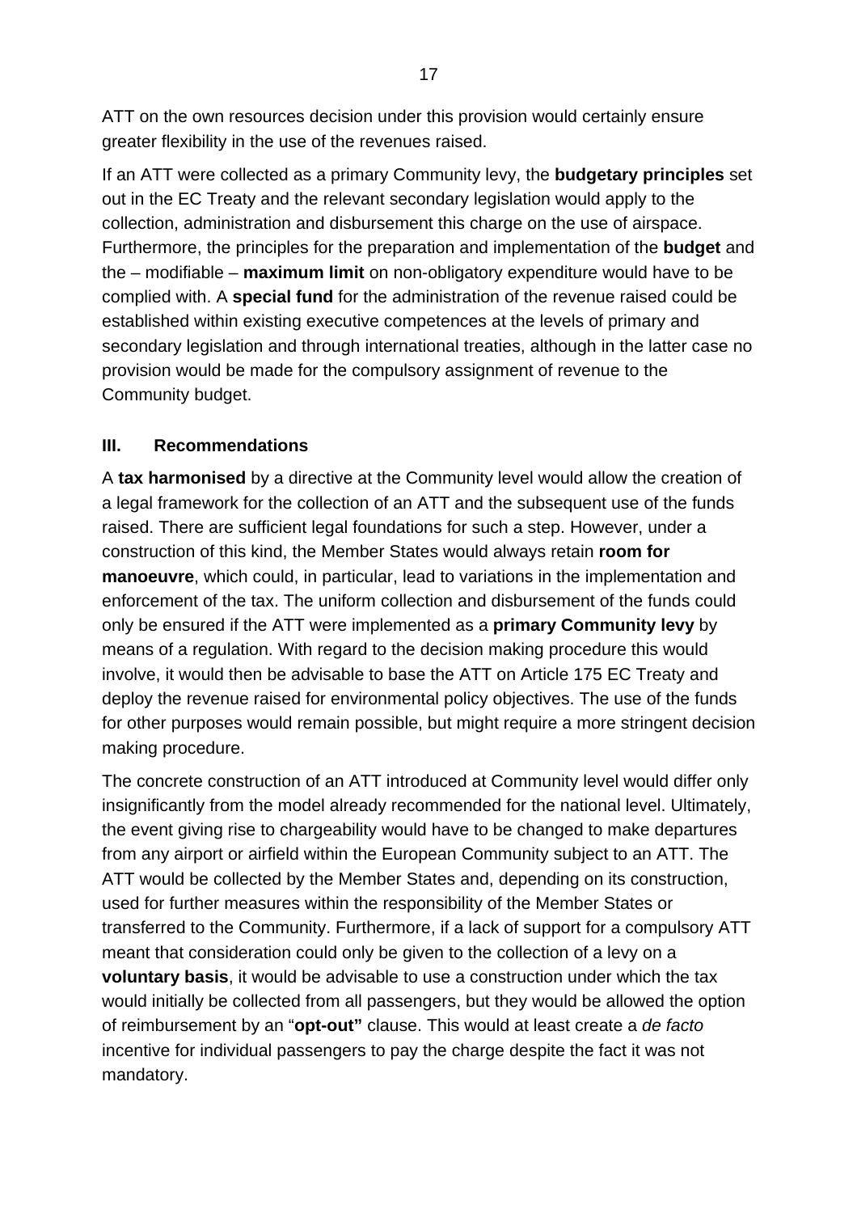ATT on the own resources decision under this provision would certainly ensure greater flexibility in the use of the revenues raised.

If an ATT were collected as a primary Community levy, the **budgetary principles** set out in the EC Treaty and the relevant secondary legislation would apply to the collection, administration and disbursement this charge on the use of airspace. Furthermore, the principles for the preparation and implementation of the **budget** and the – modifiable – **maximum limit** on non-obligatory expenditure would have to be complied with. A **special fund** for the administration of the revenue raised could be established within existing executive competences at the levels of primary and secondary legislation and through international treaties, although in the latter case no provision would be made for the compulsory assignment of revenue to the Community budget.

### III. Recommendations

A **tax harmonised** by a directive at the Community level would allow the creation of a legal framework for the collection of an ATT and the subsequent use of the funds raised. There are sufficient legal foundations for such a step. However, under a construction of this kind, the Member States would always retain **room for manoeuvre**, which could, in particular, lead to variations in the implementation and enforcement of the tax. The uniform collection and disbursement of the funds could only be ensured if the ATT were implemented as a **primary Community levy** by means of a regulation. With regard to the decision making procedure this would involve, it would then be advisable to base the ATT on Article 175 EC Treaty and deploy the revenue raised for environmental policy objectives. The use of the funds for other purposes would remain possible, but might require a more stringent decision making procedure.

The concrete construction of an ATT introduced at Community level would differ only insignificantly from the model already recommended for the national level. Ultimately, the event giving rise to chargeability would have to be changed to make departures from any airport or airfield within the European Community subject to an ATT. The ATT would be collected by the Member States and, depending on its construction, used for further measures within the responsibility of the Member States or transferred to the Community. Furthermore, if a lack of support for a compulsory ATT meant that consideration could only be given to the collection of a levy on a **voluntary basis**, it would be advisable to use a construction under which the tax would initially be collected from all passengers, but they would be allowed the option of reimbursement by an "**opt-out"** clause. This would at least create a *de facto* incentive for individual passengers to pay the charge despite the fact it was not mandatory.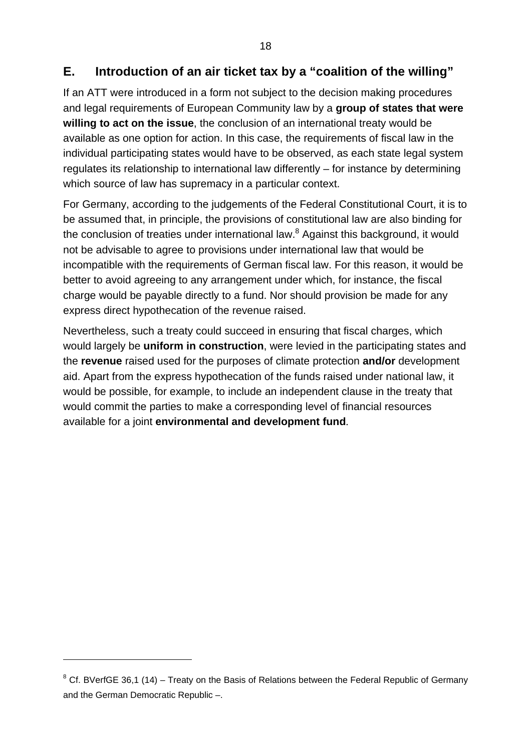## E. Introduction of an air ticket tax by a "coalition of the willing"

If an ATT were introduced in a form not subject to the decision making procedures and legal requirements of European Community law by a **group of states that were willing to act on the issue**, the conclusion of an international treaty would be available as one option for action. In this case, the requirements of fiscal law in the individual participating states would have to be observed, as each state legal system regulates its relationship to international law differently – for instance by determining which source of law has supremacy in a particular context.

For Germany, according to the judgements of the Federal Constitutional Court, it is to be assumed that, in principle, the provisions of constitutional law are also binding for the conclusion of treaties under international law.[8] Against this background, it would not be advisable to agree to provisions under international law that would be incompatible with the requirements of German fiscal law. For this reason, it would be better to avoid agreeing to any arrangement under which, for instance, the fiscal charge would be payable directly to a fund. Nor should provision be made for any express direct hypothecation of the revenue raised.

Nevertheless, such a treaty could succeed in ensuring that fiscal charges, which would largely be **uniform in construction**, were levied in the participating states and the **revenue** raised used for the purposes of climate protection **and/or** development aid. Apart from the express hypothecation of the funds raised under national law, it would be possible, for example, to include an independent clause in the treaty that would commit the parties to make a corresponding level of financial resources available for a joint **environmental and development fund**.

---

[8] Cf. BVerfGE 36,1 (14) – Treaty on the Basis of Relations between the Federal Republic of Germany and the German Democratic Republic –.